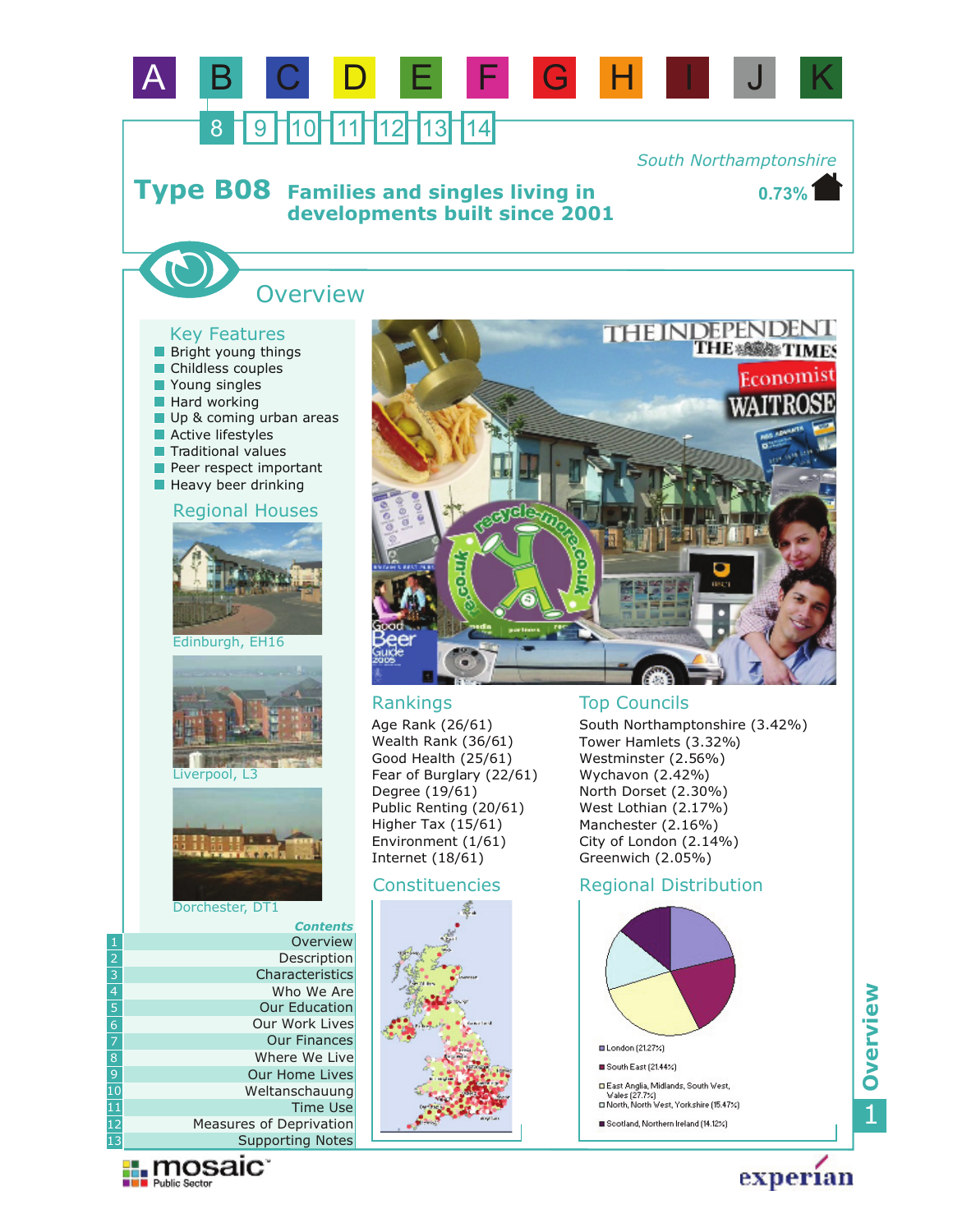# Type B08 Families and singles living in developments built since 2001

South Northamptonshire

0.73%

## Overview

### Key Features

- Bright young things
- Childless couples
- Young singles
- Hard working
- Up & coming urban areas
- Active lifestyles
- Traditional values
- Peer respect important
- Heavy beer drinking

### Regional Houses

Edinburgh, EH16

Liverpool, L3

Dorchester, DT1

### Rankings

Age Rank (26/61)
Wealth Rank (36/61)
Good Health (25/61)
Fear of Burglary (22/61)
Degree (19/61)
Public Renting (20/61)
Higher Tax (15/61)
Environment (1/61)
Internet (18/61)

### Top Councils

South Northamptonshire (3.42%)
Tower Hamlets (3.32%)
Westminster (2.56%)
Wychavon (2.42%)
North Dorset (2.30%)
West Lothian (2.17%)
Manchester (2.16%)
City of London (2.14%)
Greenwich (2.05%)

### Constituencies

### Regional Distribution

- London (21.27%)
- South East (21.44%)
- East Anglia, Midlands, South West, Wales (27.7%)
- North, North West, Yorkshire (15.47%)
- Scotland, Northern Ireland (14.12%)

### Contents

1. Overview
2. Description
3. Characteristics
4. Who We Are
5. Our Education
6. Our Work Lives
7. Our Finances
8. Where We Live
9. Our Home Lives
10. Weltanschauung
11. Time Use
12. Measures of Deprivation
13. Supporting Notes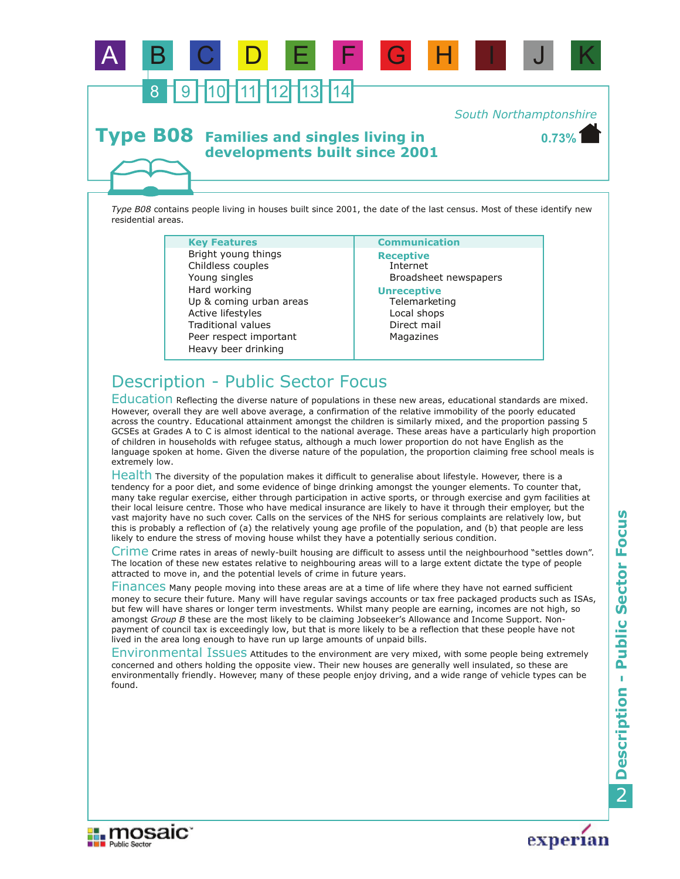# Type B08 Families and singles living in developments built since 2001

South Northamptonshire

0.73%

*Type B08* contains people living in houses built since 2001, the date of the last census. Most of these identify new residential areas.

| Key Features | Communication |
|---|---|
| Bright young things | **Receptive** |
| Childless couples | Internet |
| Young singles | Broadsheet newspapers |
| Hard working | **Unreceptive** |
| Up & coming urban areas | Telemarketing |
| Active lifestyles | Local shops |
| Traditional values | Direct mail |
| Peer respect important | Magazines |
| Heavy beer drinking | |

## Description - Public Sector Focus

### Education

Reflecting the diverse nature of populations in these new areas, educational standards are mixed. However, overall they are well above average, a confirmation of the relative immobility of the poorly educated across the country. Educational attainment amongst the children is similarly mixed, and the proportion passing 5 GCSEs at Grades A to C is almost identical to the national average. These areas have a particularly high proportion of children in households with refugee status, although a much lower proportion do not have English as the language spoken at home. Given the diverse nature of the population, the proportion claiming free school meals is extremely low.

### Health

The diversity of the population makes it difficult to generalise about lifestyle. However, there is a tendency for a poor diet, and some evidence of binge drinking amongst the younger elements. To counter that, many take regular exercise, either through participation in active sports, or through exercise and gym facilities at their local leisure centre. Those who have medical insurance are likely to have it through their employer, but the vast majority have no such cover. Calls on the services of the NHS for serious complaints are relatively low, but this is probably a reflection of (a) the relatively young age profile of the population, and (b) that people are less likely to endure the stress of moving house whilst they have a potentially serious condition.

### Crime

Crime rates in areas of newly-built housing are difficult to assess until the neighbourhood "settles down". The location of these new estates relative to neighbouring areas will to a large extent dictate the type of people attracted to move in, and the potential levels of crime in future years.

### Finances

Many people moving into these areas are at a time of life where they have not earned sufficient money to secure their future. Many will have regular savings accounts or tax free packaged products such as ISAs, but few will have shares or longer term investments. Whilst many people are earning, incomes are not high, so amongst *Group B* these are the most likely to be claiming Jobseeker's Allowance and Income Support. Non-payment of council tax is exceedingly low, but that is more likely to be a reflection that these people have not lived in the area long enough to have run up large amounts of unpaid bills.

### Environmental Issues

Attitudes to the environment are very mixed, with some people being extremely concerned and others holding the opposite view. Their new houses are generally well insulated, so these are environmentally friendly. However, many of these people enjoy driving, and a wide range of vehicle types can be found.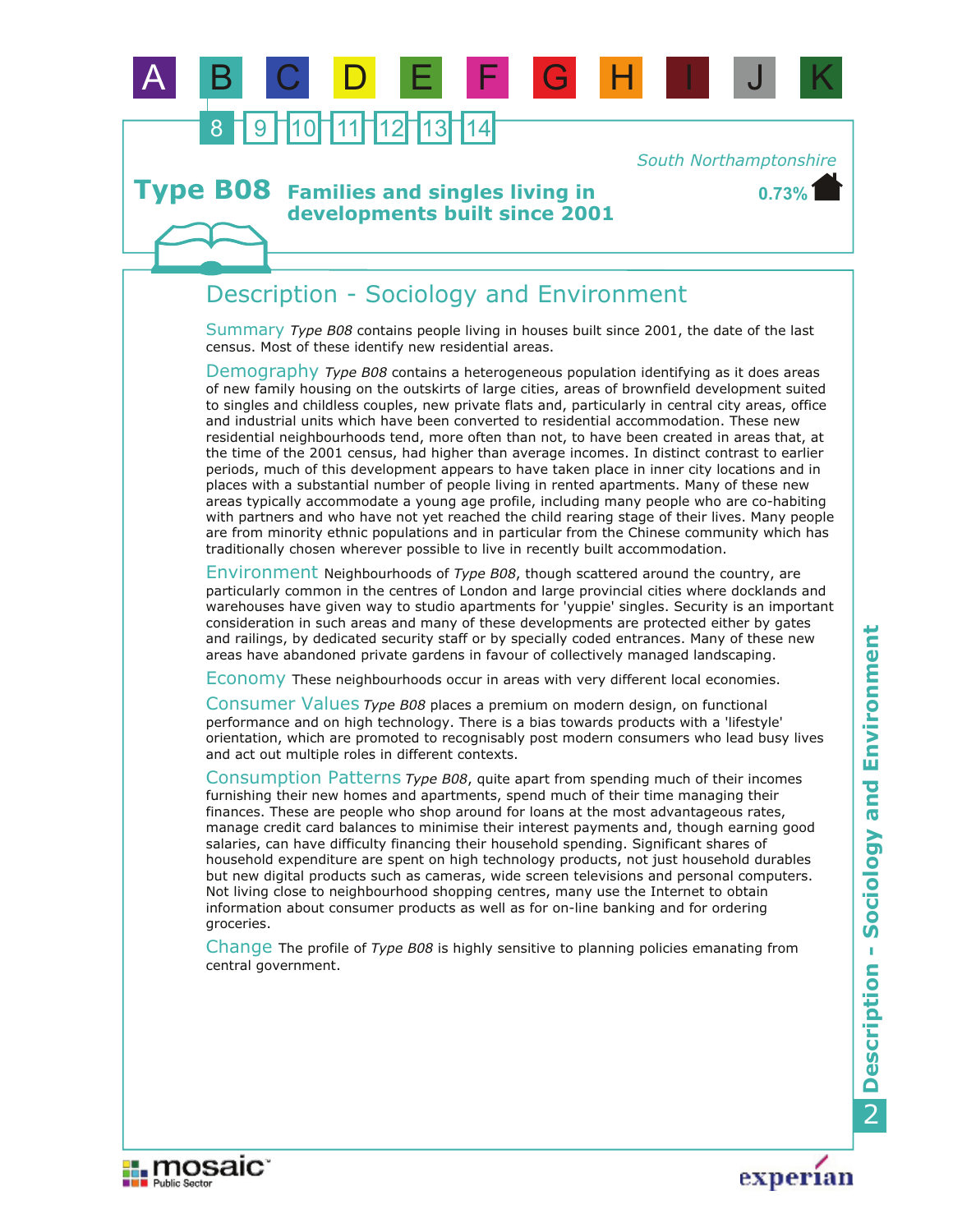South Northamptonshire

# Type B08 Families and singles living in developments built since 2001

0.73%

## Description - Sociology and Environment

**Summary** *Type B08* contains people living in houses built since 2001, the date of the last census. Most of these identify new residential areas.

**Demography** *Type B08* contains a heterogeneous population identifying as it does areas of new family housing on the outskirts of large cities, areas of brownfield development suited to singles and childless couples, new private flats and, particularly in central city areas, office and industrial units which have been converted to residential accommodation. These new residential neighbourhoods tend, more often than not, to have been created in areas that, at the time of the 2001 census, had higher than average incomes. In distinct contrast to earlier periods, much of this development appears to have taken place in inner city locations and in places with a substantial number of people living in rented apartments. Many of these new areas typically accommodate a young age profile, including many people who are co-habiting with partners and who have not yet reached the child rearing stage of their lives. Many people are from minority ethnic populations and in particular from the Chinese community which has traditionally chosen wherever possible to live in recently built accommodation.

**Environment** Neighbourhoods of *Type B08*, though scattered around the country, are particularly common in the centres of London and large provincial cities where docklands and warehouses have given way to studio apartments for 'yuppie' singles. Security is an important consideration in such areas and many of these developments are protected either by gates and railings, by dedicated security staff or by specially coded entrances. Many of these new areas have abandoned private gardens in favour of collectively managed landscaping.

**Economy** These neighbourhoods occur in areas with very different local economies.

**Consumer Values** *Type B08* places a premium on modern design, on functional performance and on high technology. There is a bias towards products with a 'lifestyle' orientation, which are promoted to recognisably post modern consumers who lead busy lives and act out multiple roles in different contexts.

**Consumption Patterns** *Type B08*, quite apart from spending much of their incomes furnishing their new homes and apartments, spend much of their time managing their finances. These are people who shop around for loans at the most advantageous rates, manage credit card balances to minimise their interest payments and, though earning good salaries, can have difficulty financing their household spending. Significant shares of household expenditure are spent on high technology products, not just household durables but new digital products such as cameras, wide screen televisions and personal computers. Not living close to neighbourhood shopping centres, many use the Internet to obtain information about consumer products as well as for on-line banking and for ordering groceries.

**Change** The profile of *Type B08* is highly sensitive to planning policies emanating from central government.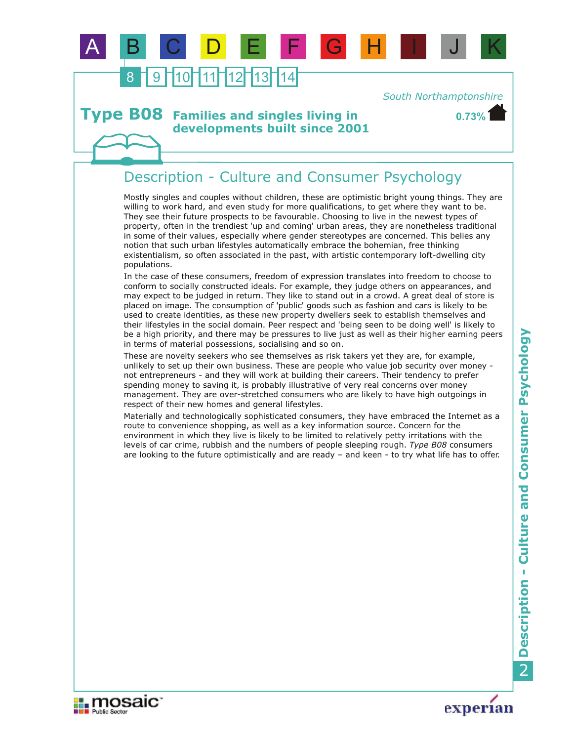South Northamptonshire

0.73%

# Type B08 Families and singles living in developments built since 2001

## Description - Culture and Consumer Psychology

Mostly singles and couples without children, these are optimistic bright young things. They are willing to work hard, and even study for more qualifications, to get where they want to be. They see their future prospects to be favourable. Choosing to live in the newest types of property, often in the trendiest 'up and coming' urban areas, they are nonetheless traditional in some of their values, especially where gender stereotypes are concerned. This belies any notion that such urban lifestyles automatically embrace the bohemian, free thinking existentialism, so often associated in the past, with artistic contemporary loft-dwelling city populations.

In the case of these consumers, freedom of expression translates into freedom to choose to conform to socially constructed ideals. For example, they judge others on appearances, and may expect to be judged in return. They like to stand out in a crowd. A great deal of store is placed on image. The consumption of 'public' goods such as fashion and cars is likely to be used to create identities, as these new property dwellers seek to establish themselves and their lifestyles in the social domain. Peer respect and 'being seen to be doing well' is likely to be a high priority, and there may be pressures to live just as well as their higher earning peers in terms of material possessions, socialising and so on.

These are novelty seekers who see themselves as risk takers yet they are, for example, unlikely to set up their own business. These are people who value job security over money - not entrepreneurs - and they will work at building their careers. Their tendency to prefer spending money to saving it, is probably illustrative of very real concerns over money management. They are over-stretched consumers who are likely to have high outgoings in respect of their new homes and general lifestyles.

Materially and technologically sophisticated consumers, they have embraced the Internet as a route to convenience shopping, as well as a key information source. Concern for the environment in which they live is likely to be limited to relatively petty irritations with the levels of car crime, rubbish and the numbers of people sleeping rough. *Type B08* consumers are looking to the future optimistically and are ready – and keen - to try what life has to offer.